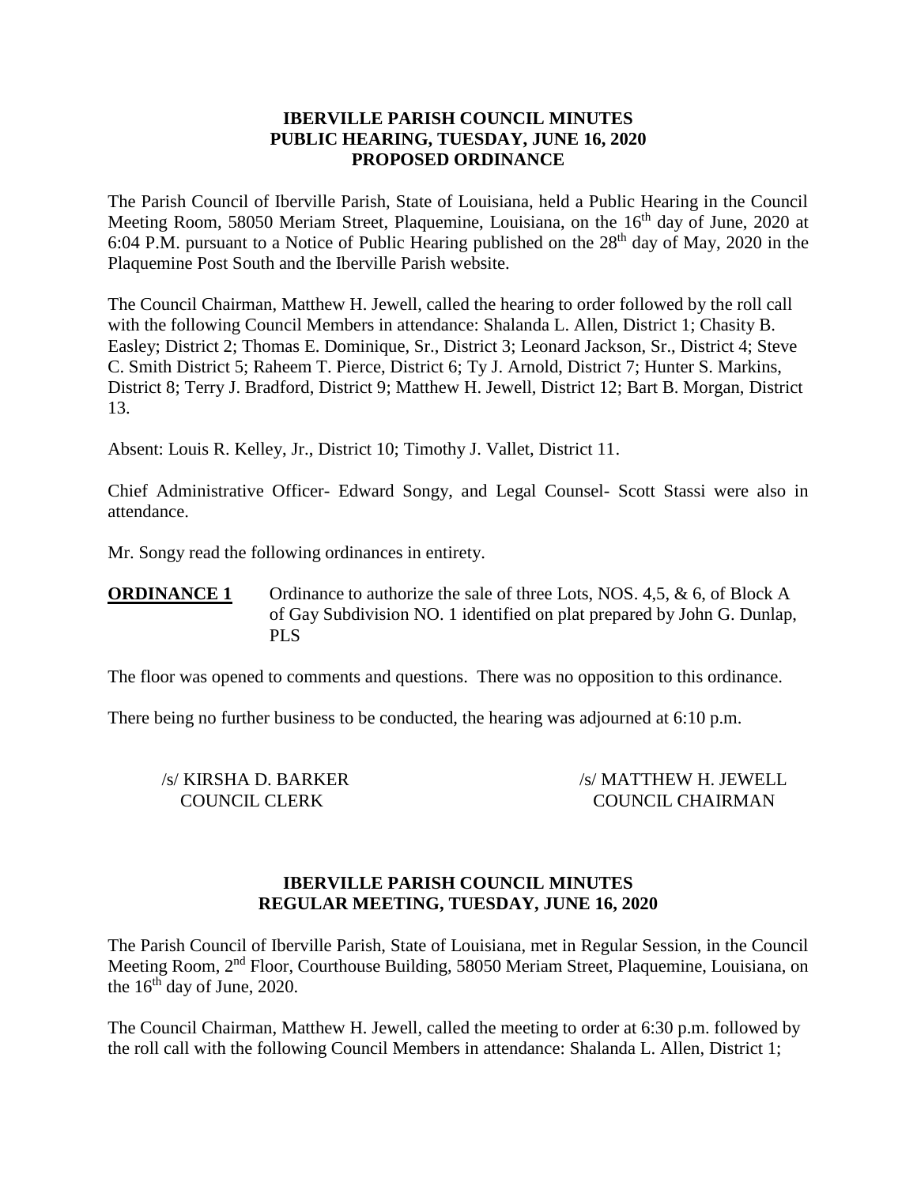**IBERVILLE PARISH COUNCIL MINUTES**
**PUBLIC HEARING, TUESDAY, JUNE 16, 2020**
**PROPOSED ORDINANCE**

The Parish Council of Iberville Parish, State of Louisiana, held a Public Hearing in the Council Meeting Room, 58050 Meriam Street, Plaquemine, Louisiana, on the 16th day of June, 2020 at 6:04 P.M. pursuant to a Notice of Public Hearing published on the 28th day of May, 2020 in the Plaquemine Post South and the Iberville Parish website.

The Council Chairman, Matthew H. Jewell, called the hearing to order followed by the roll call with the following Council Members in attendance: Shalanda L. Allen, District 1; Chasity B. Easley; District 2; Thomas E. Dominique, Sr., District 3; Leonard Jackson, Sr., District 4; Steve C. Smith District 5; Raheem T. Pierce, District 6; Ty J. Arnold, District 7; Hunter S. Markins, District 8; Terry J. Bradford, District 9; Matthew H. Jewell, District 12; Bart B. Morgan, District 13.

Absent: Louis R. Kelley, Jr., District 10; Timothy J. Vallet, District 11.

Chief Administrative Officer- Edward Songy, and Legal Counsel- Scott Stassi were also in attendance.

Mr. Songy read the following ordinances in entirety.

**ORDINANCE 1** Ordinance to authorize the sale of three Lots, NOS. 4,5, & 6, of Block A of Gay Subdivision NO. 1 identified on plat prepared by John G. Dunlap, PLS

The floor was opened to comments and questions. There was no opposition to this ordinance.

There being no further business to be conducted, the hearing was adjourned at 6:10 p.m.

/s/ KIRSHA D. BARKER
COUNCIL CLERK

/s/ MATTHEW H. JEWELL
COUNCIL CHAIRMAN

**IBERVILLE PARISH COUNCIL MINUTES**
**REGULAR MEETING, TUESDAY, JUNE 16, 2020**

The Parish Council of Iberville Parish, State of Louisiana, met in Regular Session, in the Council Meeting Room, 2nd Floor, Courthouse Building, 58050 Meriam Street, Plaquemine, Louisiana, on the 16th day of June, 2020.

The Council Chairman, Matthew H. Jewell, called the meeting to order at 6:30 p.m. followed by the roll call with the following Council Members in attendance: Shalanda L. Allen, District 1;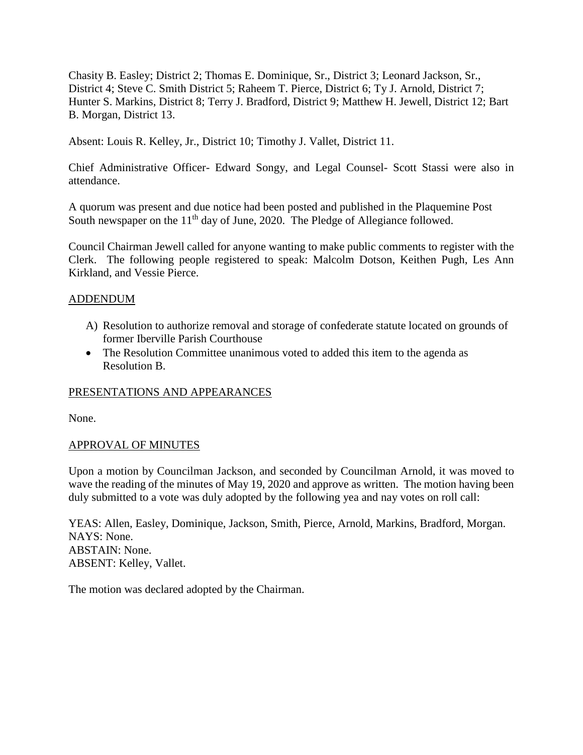Chasity B. Easley; District 2; Thomas E. Dominique, Sr., District 3; Leonard Jackson, Sr., District 4; Steve C. Smith District 5; Raheem T. Pierce, District 6; Ty J. Arnold, District 7; Hunter S. Markins, District 8; Terry J. Bradford, District 9; Matthew H. Jewell, District 12; Bart B. Morgan, District 13.

Absent: Louis R. Kelley, Jr., District 10; Timothy J. Vallet, District 11.

Chief Administrative Officer- Edward Songy, and Legal Counsel- Scott Stassi were also in attendance.

A quorum was present and due notice had been posted and published in the Plaquemine Post South newspaper on the 11th day of June, 2020. The Pledge of Allegiance followed.

Council Chairman Jewell called for anyone wanting to make public comments to register with the Clerk. The following people registered to speak: Malcolm Dotson, Keithen Pugh, Les Ann Kirkland, and Vessie Pierce.

## ADDENDUM

A) Resolution to authorize removal and storage of confederate statute located on grounds of former Iberville Parish Courthouse

- The Resolution Committee unanimous voted to added this item to the agenda as Resolution B.

## PRESENTATIONS AND APPEARANCES

None.

## APPROVAL OF MINUTES

Upon a motion by Councilman Jackson, and seconded by Councilman Arnold, it was moved to wave the reading of the minutes of May 19, 2020 and approve as written. The motion having been duly submitted to a vote was duly adopted by the following yea and nay votes on roll call:

YEAS: Allen, Easley, Dominique, Jackson, Smith, Pierce, Arnold, Markins, Bradford, Morgan.
NAYS: None.
ABSTAIN: None.
ABSENT: Kelley, Vallet.

The motion was declared adopted by the Chairman.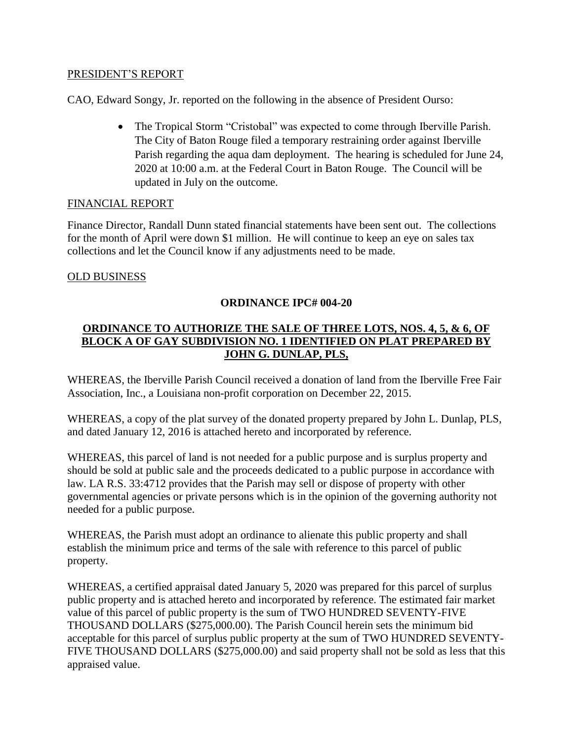PRESIDENT'S REPORT

CAO, Edward Songy, Jr. reported on the following in the absence of President Ourso:

- The Tropical Storm "Cristobal" was expected to come through Iberville Parish. The City of Baton Rouge filed a temporary restraining order against Iberville Parish regarding the aqua dam deployment. The hearing is scheduled for June 24, 2020 at 10:00 a.m. at the Federal Court in Baton Rouge. The Council will be updated in July on the outcome.

FINANCIAL REPORT

Finance Director, Randall Dunn stated financial statements have been sent out. The collections for the month of April were down $1 million. He will continue to keep an eye on sales tax collections and let the Council know if any adjustments need to be made.

OLD BUSINESS

**ORDINANCE IPC# 004-20**

**ORDINANCE TO AUTHORIZE THE SALE OF THREE LOTS, NOS. 4, 5, & 6, OF BLOCK A OF GAY SUBDIVISION NO. 1 IDENTIFIED ON PLAT PREPARED BY JOHN G. DUNLAP, PLS,**

WHEREAS, the Iberville Parish Council received a donation of land from the Iberville Free Fair Association, Inc., a Louisiana non-profit corporation on December 22, 2015.

WHEREAS, a copy of the plat survey of the donated property prepared by John L. Dunlap, PLS, and dated January 12, 2016 is attached hereto and incorporated by reference.

WHEREAS, this parcel of land is not needed for a public purpose and is surplus property and should be sold at public sale and the proceeds dedicated to a public purpose in accordance with law. LA R.S. 33:4712 provides that the Parish may sell or dispose of property with other governmental agencies or private persons which is in the opinion of the governing authority not needed for a public purpose.

WHEREAS, the Parish must adopt an ordinance to alienate this public property and shall establish the minimum price and terms of the sale with reference to this parcel of public property.

WHEREAS, a certified appraisal dated January 5, 2020 was prepared for this parcel of surplus public property and is attached hereto and incorporated by reference. The estimated fair market value of this parcel of public property is the sum of TWO HUNDRED SEVENTY-FIVE THOUSAND DOLLARS ($275,000.00). The Parish Council herein sets the minimum bid acceptable for this parcel of surplus public property at the sum of TWO HUNDRED SEVENTY-FIVE THOUSAND DOLLARS ($275,000.00) and said property shall not be sold as less that this appraised value.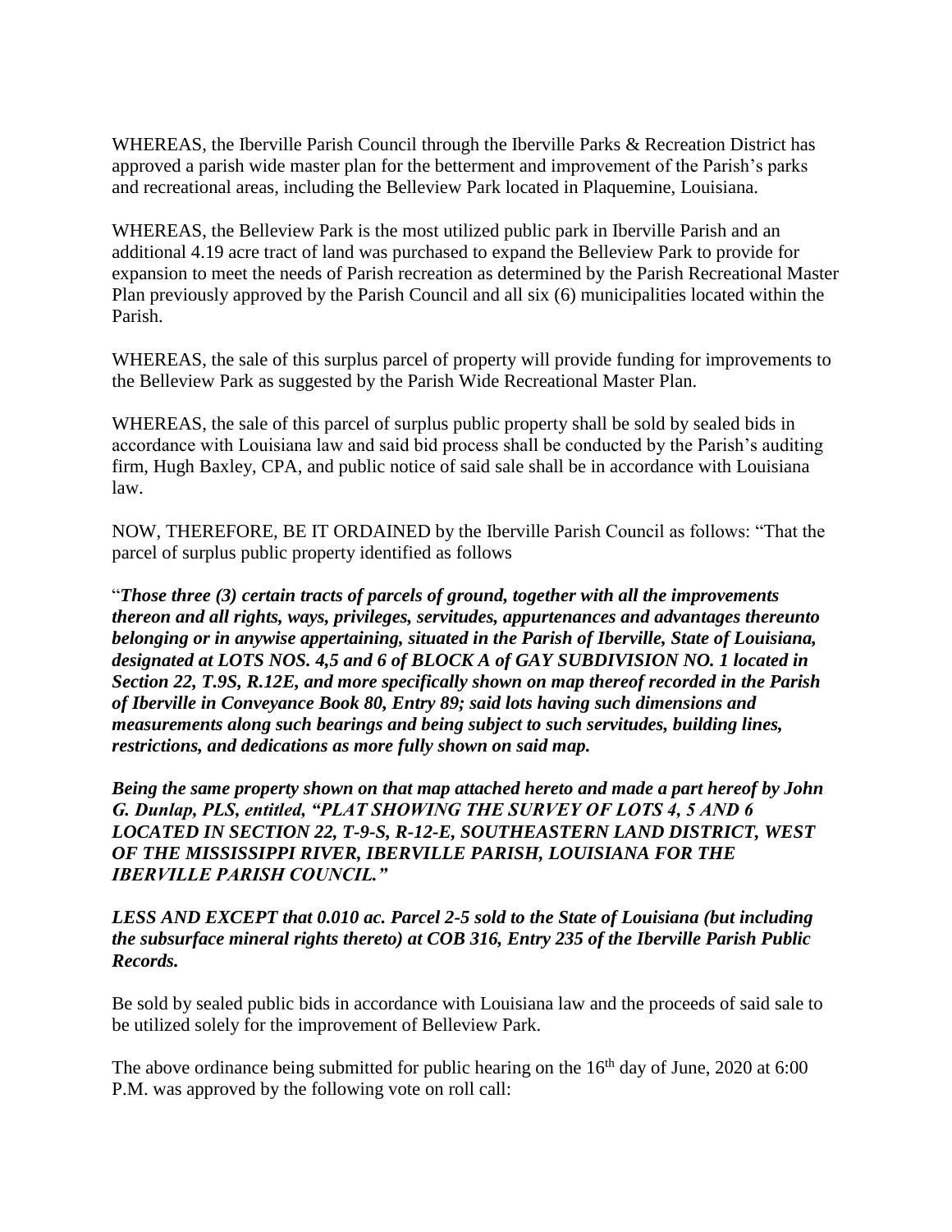WHEREAS, the Iberville Parish Council through the Iberville Parks & Recreation District has approved a parish wide master plan for the betterment and improvement of the Parish's parks and recreational areas, including the Belleview Park located in Plaquemine, Louisiana.

WHEREAS, the Belleview Park is the most utilized public park in Iberville Parish and an additional 4.19 acre tract of land was purchased to expand the Belleview Park to provide for expansion to meet the needs of Parish recreation as determined by the Parish Recreational Master Plan previously approved by the Parish Council and all six (6) municipalities located within the Parish.

WHEREAS, the sale of this surplus parcel of property will provide funding for improvements to the Belleview Park as suggested by the Parish Wide Recreational Master Plan.

WHEREAS, the sale of this parcel of surplus public property shall be sold by sealed bids in accordance with Louisiana law and said bid process shall be conducted by the Parish's auditing firm, Hugh Baxley, CPA, and public notice of said sale shall be in accordance with Louisiana law.

NOW, THEREFORE, BE IT ORDAINED by the Iberville Parish Council as follows: "That the parcel of surplus public property identified as follows

"***Those three (3) certain tracts of parcels of ground, together with all the improvements thereon and all rights, ways, privileges, servitudes, appurtenances and advantages thereunto belonging or in anywise appertaining, situated in the Parish of Iberville, State of Louisiana, designated at LOTS NOS. 4,5 and 6 of BLOCK A of GAY SUBDIVISION NO. 1 located in Section 22, T.9S, R.12E, and more specifically shown on map thereof recorded in the Parish of Iberville in Conveyance Book 80, Entry 89; said lots having such dimensions and measurements along such bearings and being subject to such servitudes, building lines, restrictions, and dedications as more fully shown on said map.***

***Being the same property shown on that map attached hereto and made a part hereof by John G. Dunlap, PLS, entitled, "PLAT SHOWING THE SURVEY OF LOTS 4, 5 AND 6 LOCATED IN SECTION 22, T-9-S, R-12-E, SOUTHEASTERN LAND DISTRICT, WEST OF THE MISSISSIPPI RIVER, IBERVILLE PARISH, LOUISIANA FOR THE IBERVILLE PARISH COUNCIL."***

***LESS AND EXCEPT that 0.010 ac. Parcel 2-5 sold to the State of Louisiana (but including the subsurface mineral rights thereto) at COB 316, Entry 235 of the Iberville Parish Public Records.***

Be sold by sealed public bids in accordance with Louisiana law and the proceeds of said sale to be utilized solely for the improvement of Belleview Park.

The above ordinance being submitted for public hearing on the 16th day of June, 2020 at 6:00 P.M. was approved by the following vote on roll call: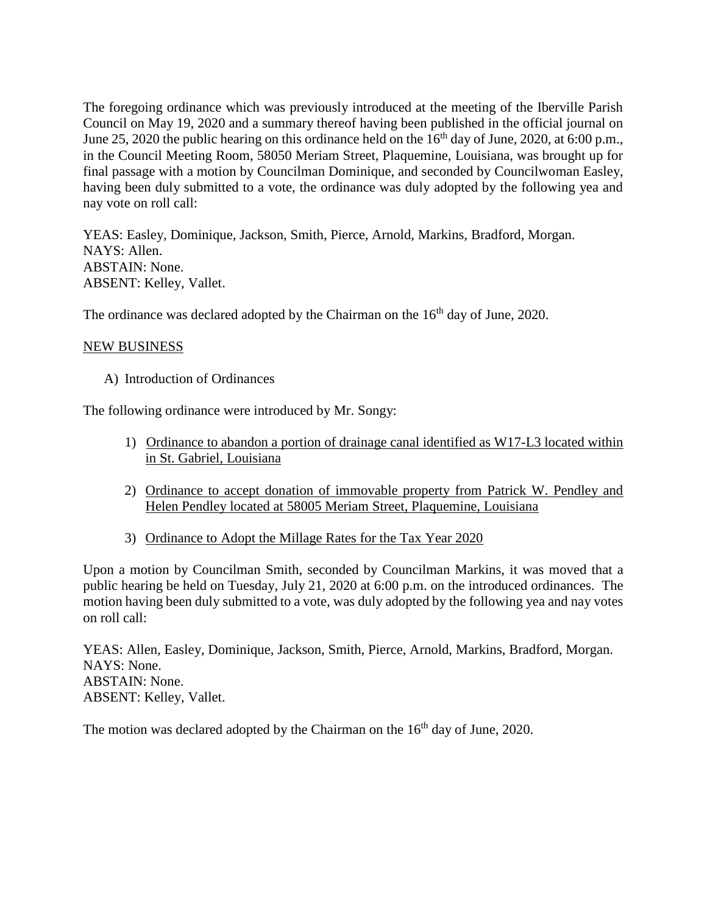The foregoing ordinance which was previously introduced at the meeting of the Iberville Parish Council on May 19, 2020 and a summary thereof having been published in the official journal on June 25, 2020 the public hearing on this ordinance held on the 16th day of June, 2020, at 6:00 p.m., in the Council Meeting Room, 58050 Meriam Street, Plaquemine, Louisiana, was brought up for final passage with a motion by Councilman Dominique, and seconded by Councilwoman Easley, having been duly submitted to a vote, the ordinance was duly adopted by the following yea and nay vote on roll call:

YEAS: Easley, Dominique, Jackson, Smith, Pierce, Arnold, Markins, Bradford, Morgan.
NAYS: Allen.
ABSTAIN: None.
ABSENT: Kelley, Vallet.

The ordinance was declared adopted by the Chairman on the 16th day of June, 2020.

<u>NEW BUSINESS</u>

A) Introduction of Ordinances

The following ordinance were introduced by Mr. Songy:

1) <u>Ordinance to abandon a portion of drainage canal identified as W17-L3 located within in St. Gabriel, Louisiana</u>

2) <u>Ordinance to accept donation of immovable property from Patrick W. Pendley and Helen Pendley located at 58005 Meriam Street, Plaquemine, Louisiana</u>

3) <u>Ordinance to Adopt the Millage Rates for the Tax Year 2020</u>

Upon a motion by Councilman Smith, seconded by Councilman Markins, it was moved that a public hearing be held on Tuesday, July 21, 2020 at 6:00 p.m. on the introduced ordinances. The motion having been duly submitted to a vote, was duly adopted by the following yea and nay votes on roll call:

YEAS: Allen, Easley, Dominique, Jackson, Smith, Pierce, Arnold, Markins, Bradford, Morgan.
NAYS: None.
ABSTAIN: None.
ABSENT: Kelley, Vallet.

The motion was declared adopted by the Chairman on the 16th day of June, 2020.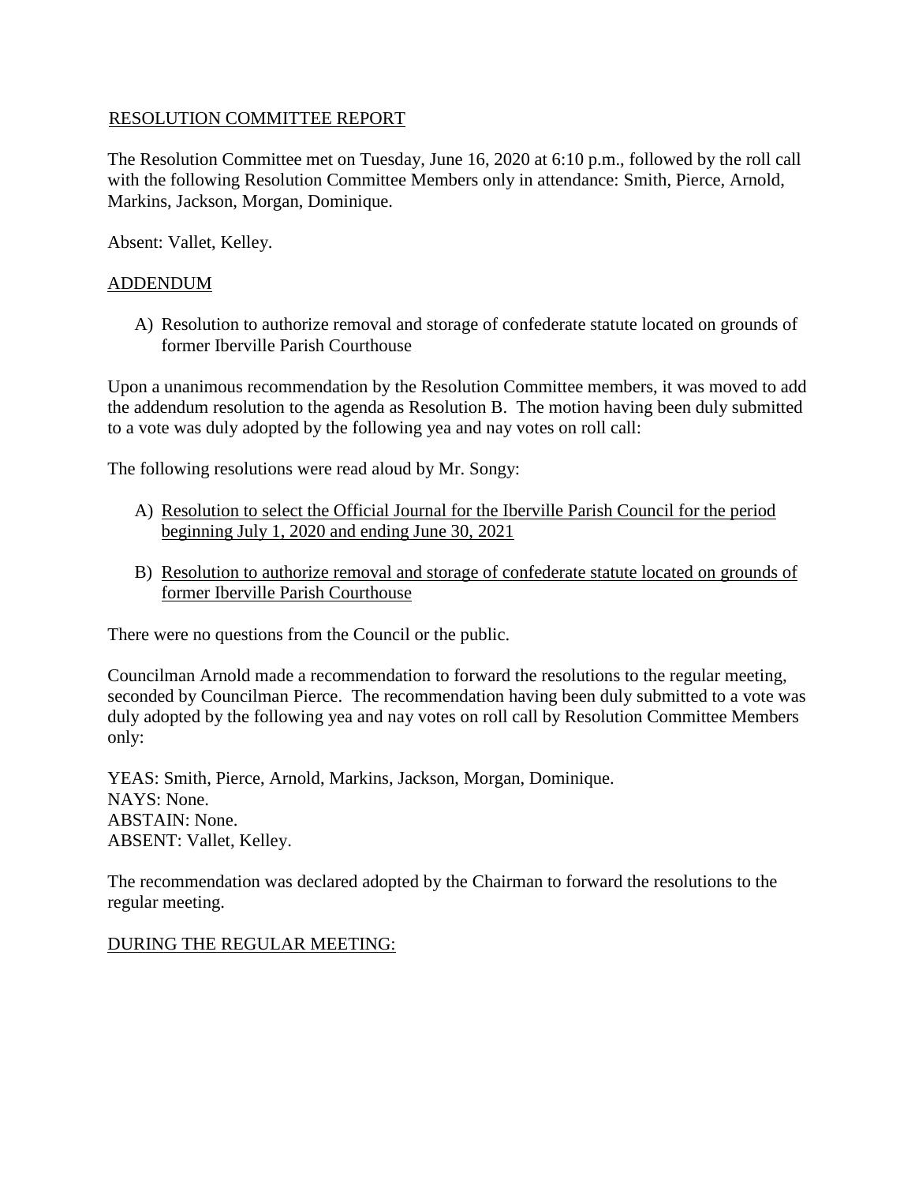RESOLUTION COMMITTEE REPORT

The Resolution Committee met on Tuesday, June 16, 2020 at 6:10 p.m., followed by the roll call with the following Resolution Committee Members only in attendance: Smith, Pierce, Arnold, Markins, Jackson, Morgan, Dominique.

Absent: Vallet, Kelley.

ADDENDUM

A) Resolution to authorize removal and storage of confederate statute located on grounds of former Iberville Parish Courthouse

Upon a unanimous recommendation by the Resolution Committee members, it was moved to add the addendum resolution to the agenda as Resolution B. The motion having been duly submitted to a vote was duly adopted by the following yea and nay votes on roll call:

The following resolutions were read aloud by Mr. Songy:

A) Resolution to select the Official Journal for the Iberville Parish Council for the period beginning July 1, 2020 and ending June 30, 2021

B) Resolution to authorize removal and storage of confederate statute located on grounds of former Iberville Parish Courthouse

There were no questions from the Council or the public.

Councilman Arnold made a recommendation to forward the resolutions to the regular meeting, seconded by Councilman Pierce. The recommendation having been duly submitted to a vote was duly adopted by the following yea and nay votes on roll call by Resolution Committee Members only:

YEAS: Smith, Pierce, Arnold, Markins, Jackson, Morgan, Dominique.
NAYS: None.
ABSTAIN: None.
ABSENT: Vallet, Kelley.

The recommendation was declared adopted by the Chairman to forward the resolutions to the regular meeting.

DURING THE REGULAR MEETING: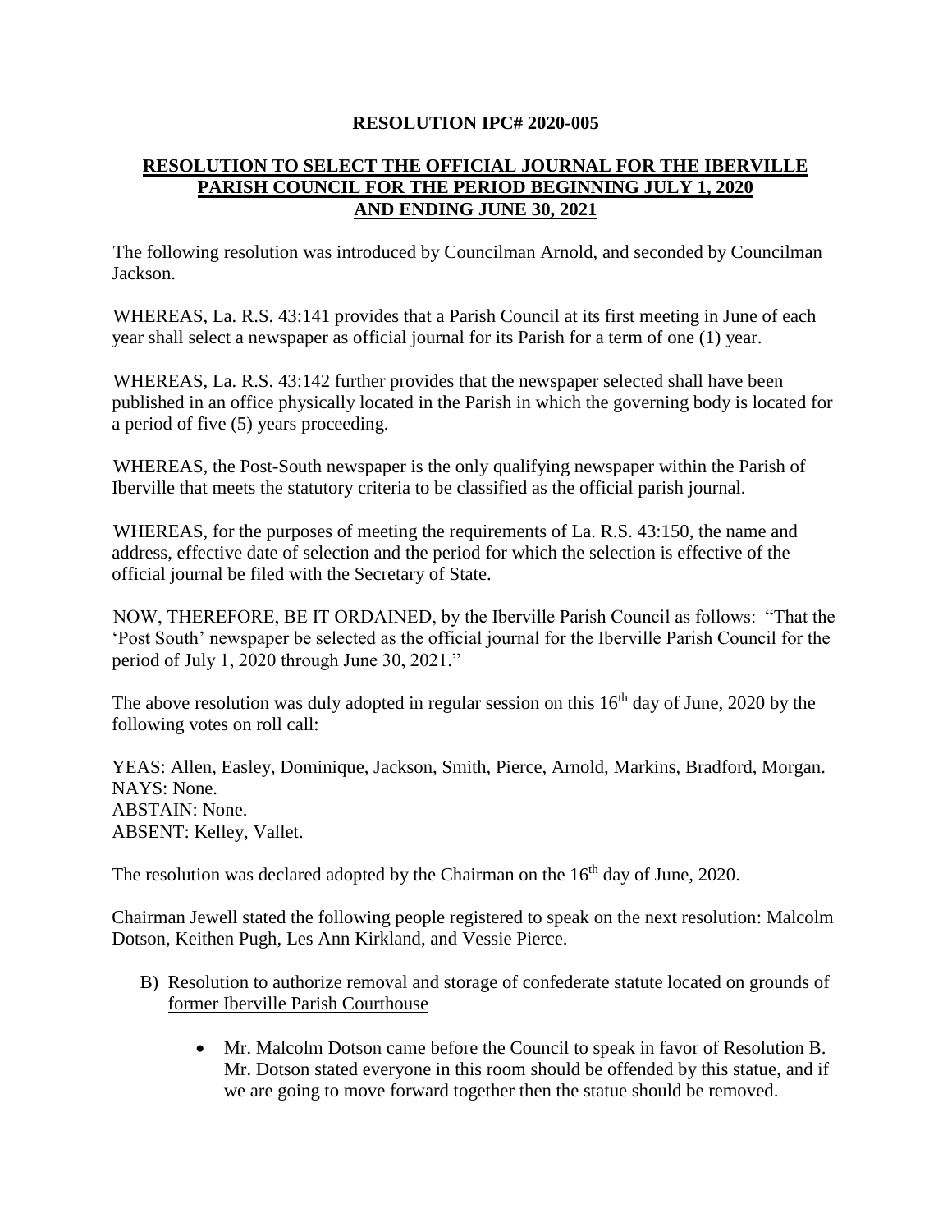**RESOLUTION IPC# 2020-005**

**RESOLUTION TO SELECT THE OFFICIAL JOURNAL FOR THE IBERVILLE PARISH COUNCIL FOR THE PERIOD BEGINNING JULY 1, 2020 AND ENDING JUNE 30, 2021**

The following resolution was introduced by Councilman Arnold, and seconded by Councilman Jackson.

WHEREAS, La. R.S. 43:141 provides that a Parish Council at its first meeting in June of each year shall select a newspaper as official journal for its Parish for a term of one (1) year.

WHEREAS, La. R.S. 43:142 further provides that the newspaper selected shall have been published in an office physically located in the Parish in which the governing body is located for a period of five (5) years proceeding.

WHEREAS, the Post-South newspaper is the only qualifying newspaper within the Parish of Iberville that meets the statutory criteria to be classified as the official parish journal.

WHEREAS, for the purposes of meeting the requirements of La. R.S. 43:150, the name and address, effective date of selection and the period for which the selection is effective of the official journal be filed with the Secretary of State.

NOW, THEREFORE, BE IT ORDAINED, by the Iberville Parish Council as follows: "That the 'Post South' newspaper be selected as the official journal for the Iberville Parish Council for the period of July 1, 2020 through June 30, 2021."

The above resolution was duly adopted in regular session on this 16th day of June, 2020 by the following votes on roll call:

YEAS: Allen, Easley, Dominique, Jackson, Smith, Pierce, Arnold, Markins, Bradford, Morgan.
NAYS: None.
ABSTAIN: None.
ABSENT: Kelley, Vallet.

The resolution was declared adopted by the Chairman on the 16th day of June, 2020.

Chairman Jewell stated the following people registered to speak on the next resolution: Malcolm Dotson, Keithen Pugh, Les Ann Kirkland, and Vessie Pierce.

B) Resolution to authorize removal and storage of confederate statute located on grounds of former Iberville Parish Courthouse

- Mr. Malcolm Dotson came before the Council to speak in favor of Resolution B. Mr. Dotson stated everyone in this room should be offended by this statue, and if we are going to move forward together then the statue should be removed.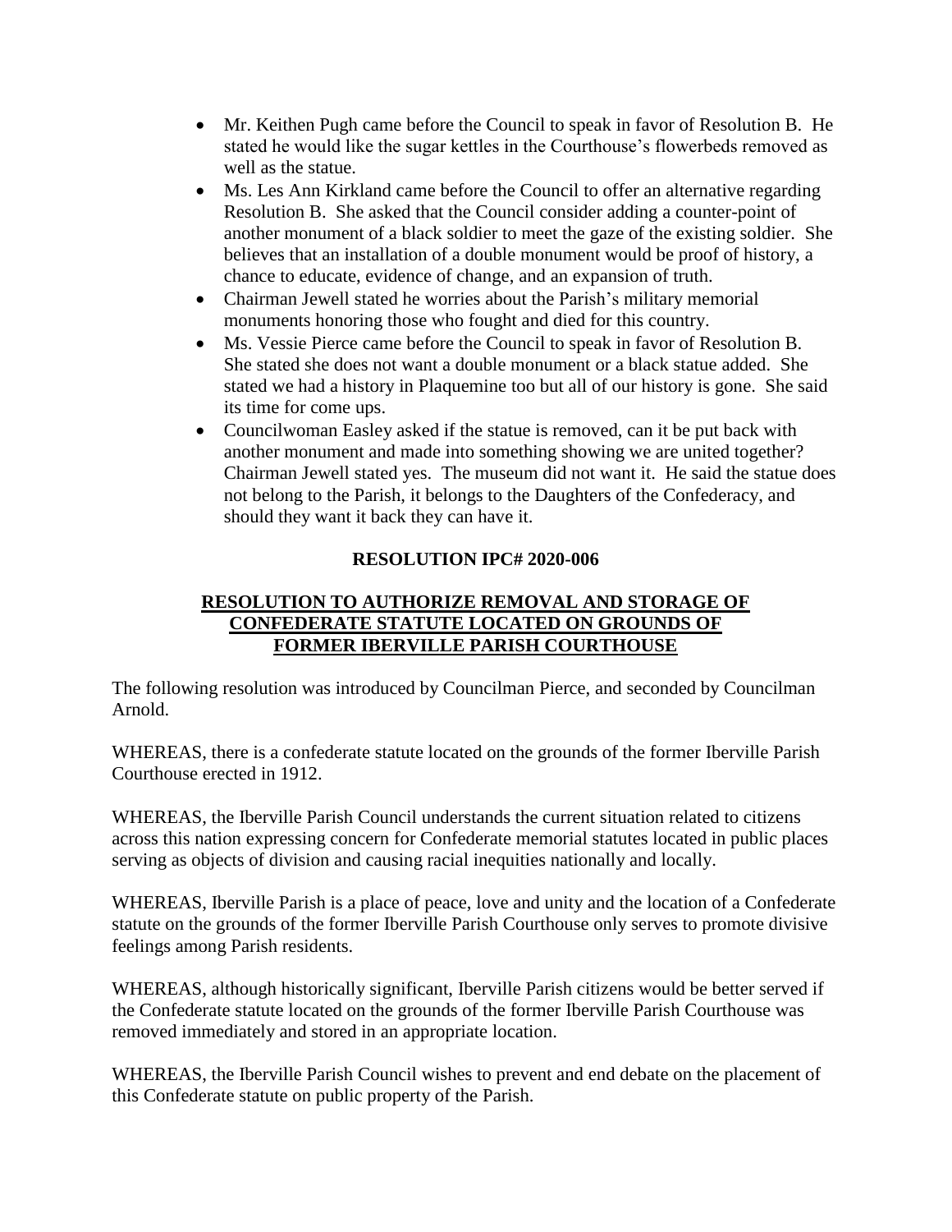- Mr. Keithen Pugh came before the Council to speak in favor of Resolution B. He stated he would like the sugar kettles in the Courthouse's flowerbeds removed as well as the statue.
- Ms. Les Ann Kirkland came before the Council to offer an alternative regarding Resolution B. She asked that the Council consider adding a counter-point of another monument of a black soldier to meet the gaze of the existing soldier. She believes that an installation of a double monument would be proof of history, a chance to educate, evidence of change, and an expansion of truth.
- Chairman Jewell stated he worries about the Parish's military memorial monuments honoring those who fought and died for this country.
- Ms. Vessie Pierce came before the Council to speak in favor of Resolution B. She stated she does not want a double monument or a black statue added. She stated we had a history in Plaquemine too but all of our history is gone. She said its time for come ups.
- Councilwoman Easley asked if the statue is removed, can it be put back with another monument and made into something showing we are united together? Chairman Jewell stated yes. The museum did not want it. He said the statue does not belong to the Parish, it belongs to the Daughters of the Confederacy, and should they want it back they can have it.

**RESOLUTION IPC# 2020-006**

**<u>RESOLUTION TO AUTHORIZE REMOVAL AND STORAGE OF CONFEDERATE STATUTE LOCATED ON GROUNDS OF FORMER IBERVILLE PARISH COURTHOUSE</u>**

The following resolution was introduced by Councilman Pierce, and seconded by Councilman Arnold.

WHEREAS, there is a confederate statute located on the grounds of the former Iberville Parish Courthouse erected in 1912.

WHEREAS, the Iberville Parish Council understands the current situation related to citizens across this nation expressing concern for Confederate memorial statutes located in public places serving as objects of division and causing racial inequities nationally and locally.

WHEREAS, Iberville Parish is a place of peace, love and unity and the location of a Confederate statute on the grounds of the former Iberville Parish Courthouse only serves to promote divisive feelings among Parish residents.

WHEREAS, although historically significant, Iberville Parish citizens would be better served if the Confederate statute located on the grounds of the former Iberville Parish Courthouse was removed immediately and stored in an appropriate location.

WHEREAS, the Iberville Parish Council wishes to prevent and end debate on the placement of this Confederate statute on public property of the Parish.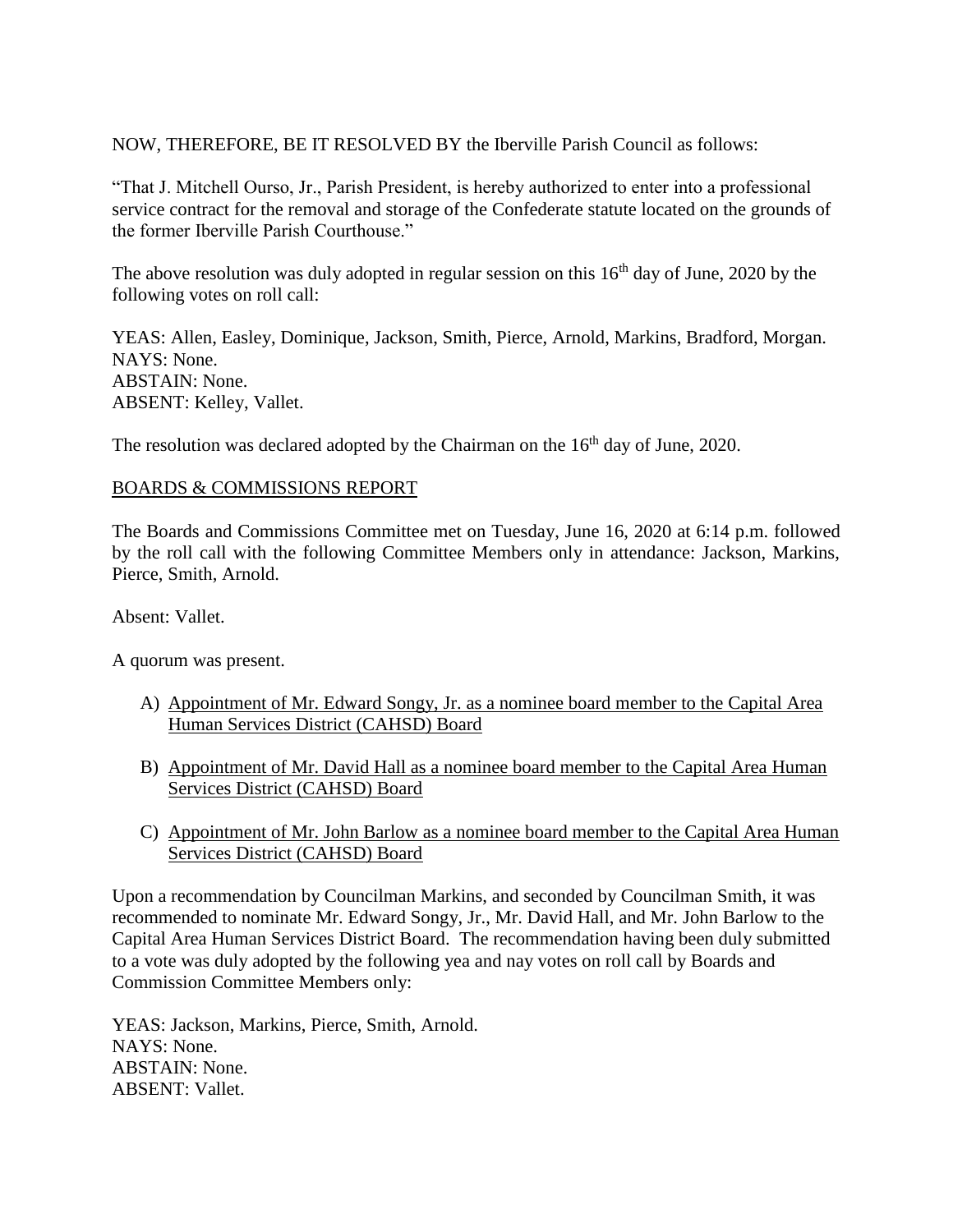NOW, THEREFORE, BE IT RESOLVED BY the Iberville Parish Council as follows:

"That J. Mitchell Ourso, Jr., Parish President, is hereby authorized to enter into a professional service contract for the removal and storage of the Confederate statute located on the grounds of the former Iberville Parish Courthouse."

The above resolution was duly adopted in regular session on this 16th day of June, 2020 by the following votes on roll call:

YEAS: Allen, Easley, Dominique, Jackson, Smith, Pierce, Arnold, Markins, Bradford, Morgan.
NAYS: None.
ABSTAIN: None.
ABSENT: Kelley, Vallet.

The resolution was declared adopted by the Chairman on the 16th day of June, 2020.

<u>BOARDS & COMMISSIONS REPORT</u>

The Boards and Commissions Committee met on Tuesday, June 16, 2020 at 6:14 p.m. followed by the roll call with the following Committee Members only in attendance: Jackson, Markins, Pierce, Smith, Arnold.

Absent: Vallet.

A quorum was present.

A) <u>Appointment of Mr. Edward Songy, Jr. as a nominee board member to the Capital Area Human Services District (CAHSD) Board</u>

B) <u>Appointment of Mr. David Hall as a nominee board member to the Capital Area Human Services District (CAHSD) Board</u>

C) <u>Appointment of Mr. John Barlow as a nominee board member to the Capital Area Human Services District (CAHSD) Board</u>

Upon a recommendation by Councilman Markins, and seconded by Councilman Smith, it was recommended to nominate Mr. Edward Songy, Jr., Mr. David Hall, and Mr. John Barlow to the Capital Area Human Services District Board. The recommendation having been duly submitted to a vote was duly adopted by the following yea and nay votes on roll call by Boards and Commission Committee Members only:

YEAS: Jackson, Markins, Pierce, Smith, Arnold.
NAYS: None.
ABSTAIN: None.
ABSENT: Vallet.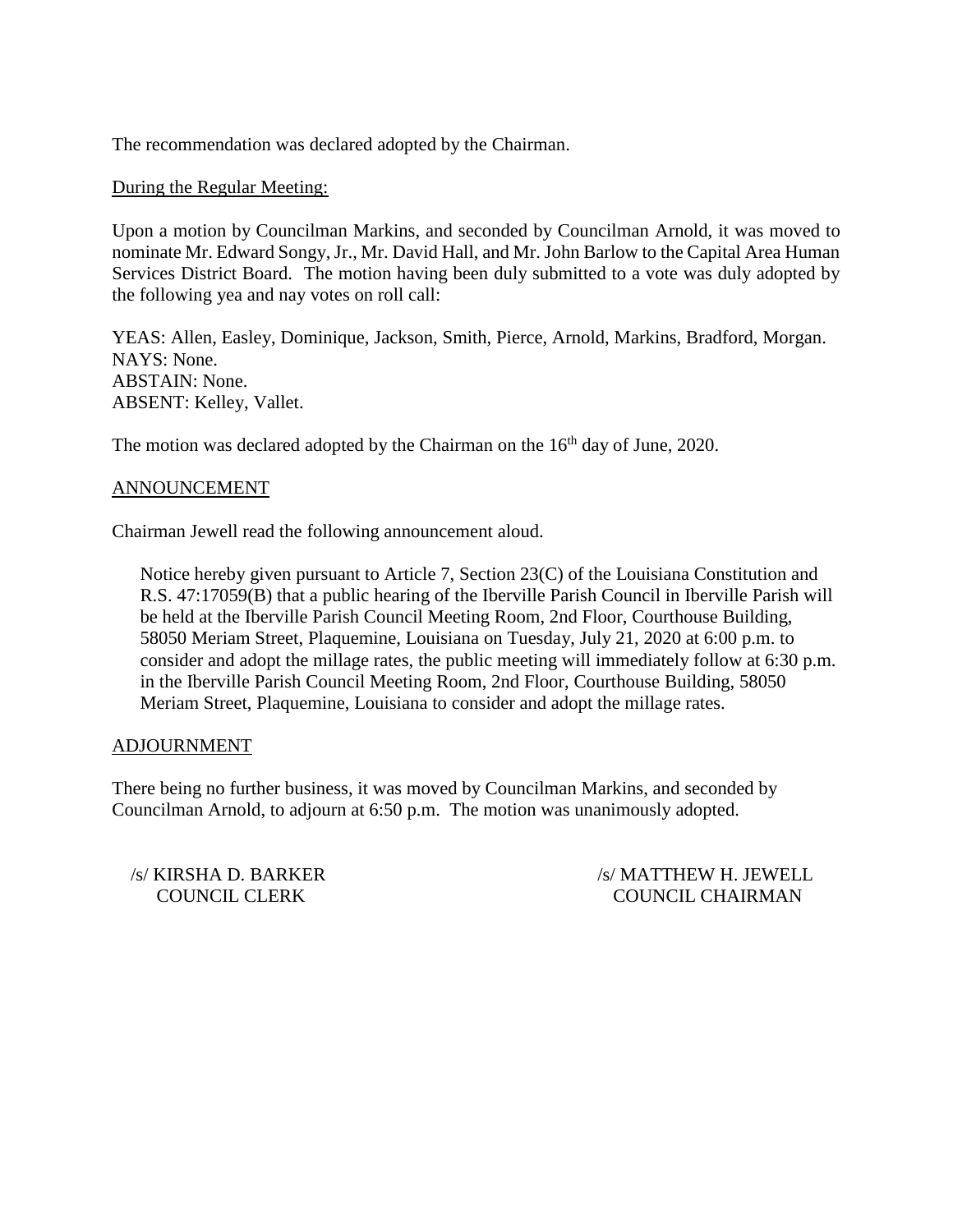The recommendation was declared adopted by the Chairman.

<u>During the Regular Meeting:</u>

Upon a motion by Councilman Markins, and seconded by Councilman Arnold, it was moved to nominate Mr. Edward Songy, Jr., Mr. David Hall, and Mr. John Barlow to the Capital Area Human Services District Board. The motion having been duly submitted to a vote was duly adopted by the following yea and nay votes on roll call:

YEAS: Allen, Easley, Dominique, Jackson, Smith, Pierce, Arnold, Markins, Bradford, Morgan.
NAYS: None.
ABSTAIN: None.
ABSENT: Kelley, Vallet.

The motion was declared adopted by the Chairman on the 16th day of June, 2020.

## ANNOUNCEMENT

Chairman Jewell read the following announcement aloud.

> Notice hereby given pursuant to Article 7, Section 23(C) of the Louisiana Constitution and R.S. 47:17059(B) that a public hearing of the Iberville Parish Council in Iberville Parish will be held at the Iberville Parish Council Meeting Room, 2nd Floor, Courthouse Building, 58050 Meriam Street, Plaquemine, Louisiana on Tuesday, July 21, 2020 at 6:00 p.m. to consider and adopt the millage rates, the public meeting will immediately follow at 6:30 p.m. in the Iberville Parish Council Meeting Room, 2nd Floor, Courthouse Building, 58050 Meriam Street, Plaquemine, Louisiana to consider and adopt the millage rates.

## ADJOURNMENT

There being no further business, it was moved by Councilman Markins, and seconded by Councilman Arnold, to adjourn at 6:50 p.m. The motion was unanimously adopted.

/s/ KIRSHA D. BARKER
COUNCIL CLERK

/s/ MATTHEW H. JEWELL
COUNCIL CHAIRMAN